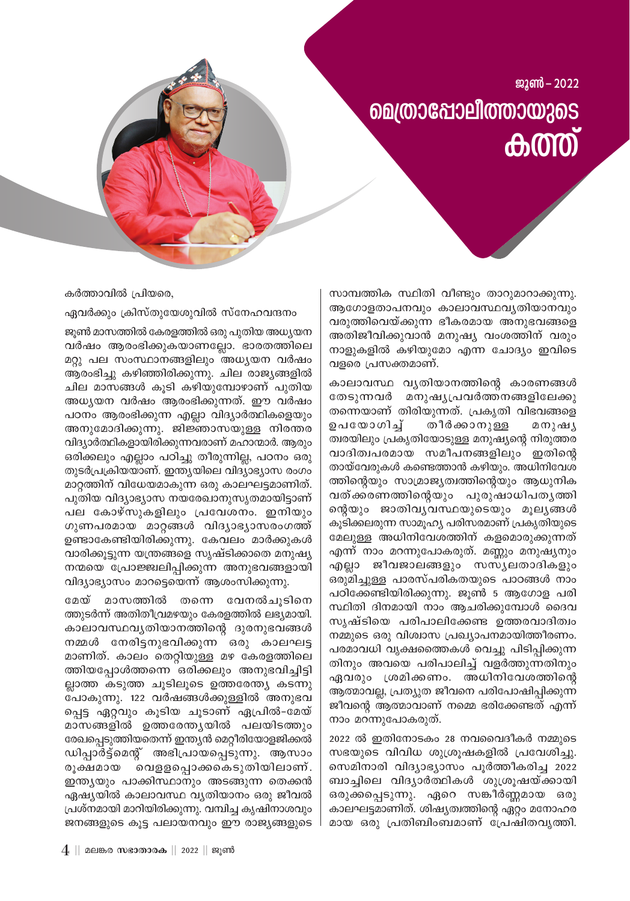ജൂൺ – 2022

# മെത്രാപ്പോലീത്തായുടെ കത്ത്

കർത്താവിൽ പ്രിയരെ,

ഏവർക്കും ക്രിസ്തുയേശുവിൽ സ്നേഹവന്ദനം

ജൂൺ മാസത്തിൽ കേരളത്തിൽ ഒരു പുതിയ അധ്യയന വർഷം ആരംഭിക്കുകയാണല്ലോ. ഭാരതത്തിലെ മറ്റു പല സംസ്ഥാനങ്ങളിലും അധ്യയന വർഷം ആരംഭിച്ചു കഴിഞ്ഞിരിക്കുന്നു. ചില രാജ്യങ്ങളിൽ ചില മാസങ്ങൾ കൂടി കഴിയുമ്പോഴാണ് പുതിയ അധ്യയന വർഷം ആരംഭിക്കുന്നത്. ഈ വർഷം പഠനം ആരംഭിക്കുന്ന എല്ലാ വിദ്യാർത്ഥികളെയും അനുമോദിക്കുന്നു. ജിജ്ഞാസയുള്ള നിരന്തര വിദ്യാർത്ഥികളായിരിക്കുന്നവരാണ് മഹാന്മാർ. ആരും ഒരിക്കലും എല്ലാം പഠിച്ചു തീരുന്നില്ല, പഠനം ഒരു തുടർപ്രക്രിയയാണ്. ഇന്ത്യയിലെ വിദ്യാഭ്യാസ രംഗം മാറ്റത്തിന് വിധേയമാകുന്ന ഒരു കാലഘട്ടമാണിത്. പുതിയ വിദ്യാഭ്യാസ നയരേഖാനുസൃതമായിട്ടാണ് പല കോഴ്സുകളിലും പ്രവേശനം. ഇനിയും ഗുണപരമായ മാറ്റങ്ങൾ വിദ്യാഭ്യാസരംഗത്ത് ഉണ്ടാകേണ്ടിയിരിക്കുന്നു. കേവലം മാർക്കുകൾ വാരിക്കൂട്ടുന്ന യന്ത്രങ്ങളെ സൃഷ്ടിക്കാതെ മനുഷ്യ നന്മയെ പ്രോജ്ജ്വലിപ്പിക്കുന്ന അനുഭവങ്ങളായി വിദ്യാഭ്യാസം മാറട്ടെയെന്ന് ആശംസിക്കുന്നു.

മേയ് മാസത്തിൽ തന്നെ വേനൽചൂടിനെത്തുടർന്ന് അതിതീവ്രമഴയും കേരളത്തിൽ ലഭ്യമായി. കാലാവസ്ഥവ്യതിയാനത്തിന്റെ ദുരനുഭവങ്ങൾ നമ്മൾ നേരിട്ടനുഭവിക്കുന്ന ഒരു കാലഘട്ടമാണിത്. കാലം തെറ്റിയുള്ള മഴ കേരളത്തിലെത്തിയപ്പോൾത്തന്നെ ഒരിക്കലും അനുഭവിച്ചിട്ടില്ലാത്ത കടുത്ത ചൂടിലൂടെ ഉത്തരേന്ത്യ കടന്നു പോകുന്നു. 122 വർഷങ്ങൾക്കുള്ളിൽ അനുഭവപ്പെട്ട ഏറ്റവും കൂടിയ ചൂടാണ് ഏപ്രിൽ–മേയ് മാസങ്ങളിൽ ഉത്തരേന്ത്യയിൽ പലയിടത്തും രേഖപ്പെടുത്തിയതെന്ന് ഇന്ത്യൻ മെറ്റീരിയോളജിക്കൽ ഡിപ്പാർട്ട്മെന്റ് അഭിപ്രായപ്പെടുന്നു. ആസാം രൂക്ഷമായ വെള്ളപ്പൊക്കകെടുതിയിലാണ്. ഇന്ത്യയും പാക്കിസ്ഥാനും അടങ്ങുന്ന തെക്കൻ ഏഷ്യയിൽ കാലാവസ്ഥ വ്യതിയാനം ഒരു ജീവൽ പ്രശ്നമായി മാറിയിരിക്കുന്നു. വമ്പിച്ച കൃഷിനാശവും ജനങ്ങളുടെ കൂട്ട പലായനവും ഈ രാജ്യങ്ങളുടെ സാമ്പത്തിക സ്ഥിതി വീണ്ടും താറുമാറാക്കുന്നു. ആഗോളതാപനവും കാലാവസ്ഥവ്യതിയാനവും വരുത്തിവെയ്ക്കുന്ന ഭീകരമായ അനുഭവങ്ങളെ അതിജീവിക്കുവാൻ മനുഷ്യ വംശത്തിന് വരും നാളുകളിൽ കഴിയുമോ എന്ന ചോദ്യം ഇവിടെ വളരെ പ്രസക്തമാണ്.

കാലാവസ്ഥ വ്യതിയാനത്തിന്റെ കാരണങ്ങൾ തേടുന്നവർ മനുഷ്യപ്രവർത്തനങ്ങളിലേക്കു തന്നെയാണ് തിരിയുന്നത്. പ്രകൃതി വിഭവങ്ങളെ ഉപയോഗിച്ച് തീർക്കാനുള്ള മനുഷ്യത്വരയിലും പ്രകൃതിയോടുള്ള മനുഷ്യന്റെ നിരുത്തരവാദിത്വപരമായ സമീപനങ്ങളിലും ഇതിന്റെ തായ്‌വേരുകൾ കണ്ടെത്താൻ കഴിയും. അധിനിവേശത്തിന്റെയും സാമ്രാജ്യത്വത്തിന്റെയും ആധുനിക വത്ക്കരണത്തിന്റെയും പുരുഷാധിപത്യത്തിന്റെയും ജാതിവ്യവസ്ഥയുടെയും മൂല്യങ്ങൾ കൂടിക്കലരുന്ന സാമൂഹ്യ പരിസരമാണ് പ്രകൃതിയുടെ മേലുള്ള അധിനിവേശത്തിന് കളമൊരുക്കുന്നത് എന്ന് നാം മറന്നുപോകരുത്. മണ്ണും മനുഷ്യനും എല്ലാ ജീവജാലങ്ങളും സസ്യലതാദികളും ഒരുമിച്ചുള്ള പാരസ്പരികതയുടെ പാഠങ്ങൾ നാം പഠിക്കേണ്ടിയിരിക്കുന്നു. ജൂൺ 5 ആഗോള പരിസ്ഥിതി ദിനമായി നാം ആചരിക്കുമ്പോൾ ദൈവ സൃഷ്ടിയെ പരിപാലിക്കേണ്ട ഉത്തരവാദിത്വം നമ്മുടെ ഒരു വിശ്വാസ പ്രഖ്യാപനമായിത്തീരണം. പരമാവധി വൃക്ഷത്തൈകൾ വെച്ചു പിടിപ്പിക്കുന്നതിനും അവയെ പരിപാലിച്ച് വളർത്തുന്നതിനും ഏവരും ശ്രമിക്കണം. അധിനിവേശത്തിന്റെ ആത്മാവല്ല, പ്രത്യുത ജീവനെ പരിപോഷിപ്പിക്കുന്ന ജീവന്റെ ആത്മാവാണ് നമ്മെ ഭരിക്കേണ്ടത് എന്ന് നാം മറന്നുപോകരുത്.

2022 ൽ ഇതിനോടകം 28 നവവൈദീകർ നമ്മുടെ സഭയുടെ വിവിധ ശുശ്രൂഷകളിൽ പ്രവേശിച്ചു. സെമിനാരി വിദ്യാഭ്യാസം പൂർത്തീകരിച്ച 2022 ബാച്ചിലെ വിദ്യാർത്ഥികൾ ശുശ്രൂഷയ്ക്കായി ഒരുക്കപ്പെടുന്നു. ഏറെ സങ്കീർണ്ണമായ ഒരു കാലഘട്ടമാണിത്. ശിഷ്യത്വത്തിന്റെ ഏറ്റം മനോഹരമായ ഒരു പ്രതിബിംബമാണ് പ്രേഷിതവൃത്തി.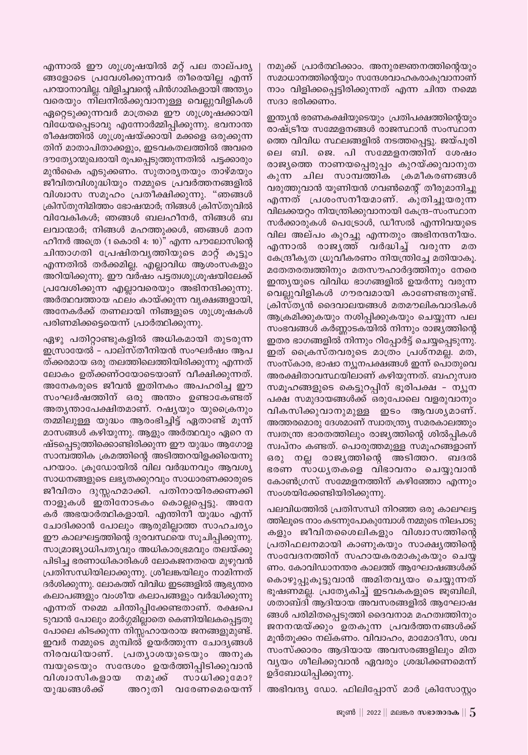എന്നാൽ ഈ ശുശ്രൂഷയിൽ മറ്റ് പല താല്പര്യങ്ങളോടെ പ്രവേശിക്കുന്നവർ തീരെയില്ല എന്ന് പറയാനാവില്ല. വിളിച്ചവന്റെ പിൻഗാമികളായി അന്ത്യം വരെയും നിലനിൽക്കുവാനുള്ള വെല്ലുവിളികൾ ഏറ്റെടുക്കുന്നവർ മാത്രമെ ഈ ശുശ്രൂഷക്കായി വിധേയപ്പെടാവു എന്നോർമ്മിപ്പിക്കുന്നു. ഭവനാന്തരീക്ഷത്തിൽ ശുശ്രൂഷയ്ക്കായി മക്കളെ ഒരുക്കുന്നതിന് മാതാപിതാക്കളും, ഇടവകതലത്തിൽ അവരെ ദൗത്യോന്മുഖരായി രൂപപ്പെടുത്തുന്നതിൽ പട്ടക്കാരും മുൻകൈ എടുക്കണം. സുതാര്യതയും താഴ്മയും ജീവിതവിശുദ്ധിയും നമ്മുടെ പ്രവർത്തനങ്ങളിൽ വിശ്വാസ സമൂഹം പ്രതീക്ഷിക്കുന്നു. "ഞങ്ങൾ ക്രിസ്തുനിമിത്തം ഭോഷന്മാർ; നിങ്ങൾ ക്രിസ്തുവിൽ വിവേകികൾ; ഞങ്ങൾ ബലഹീനർ, നിങ്ങൾ ബലവാന്മാർ; നിങ്ങൾ മഹത്തുക്കൾ, ഞങ്ങൾ മാനഹീനർ അത്രെ (1 കൊരി 4: 10)" എന്ന പൗലോസിന്റെ ചിന്താഗതി പ്രേഷിതവൃത്തിയുടെ മാറ്റ് കൂട്ടും എന്നതിൽ തർക്കമില്ല. എല്ലാവിധ ആശംസകളും അറിയിക്കുന്നു. ഈ വർഷം പട്ടത്വശുശ്രൂഷയിലേക്ക് പ്രവേശിക്കുന്ന എല്ലാവരെയും അഭിനന്ദിക്കുന്നു. അർത്ഥവത്തായ ഫലം കായ്ക്കുന്ന വൃക്ഷങ്ങളായി, അനേകർക്ക് തണലായി നിങ്ങളുടെ ശുശ്രൂഷകൾ പരിണമിക്കട്ടെയെന്ന് പ്രാർത്ഥിക്കുന്നു.

ഏഴു പതിറ്റാണ്ടുകളിൽ അധികമായി തുടരുന്ന ഇസ്രായേൽ – പാല്സ്തീനിയൻ സംഘർഷം ആപത്ക്കരമായ ഒരു തലത്തിലെത്തിയിരിക്കുന്നു എന്നത് ലോകം ഉത്ക്കണ്ഠയോടെയാണ് വീക്ഷിക്കുന്നത്. അനേകരുടെ ജീവൻ ഇതിനകം അപഹരിച്ച ഈ സംഘർഷത്തിന് ഒരു അന്തം ഉണ്ടാകേണ്ടത് അത്യന്താപേക്ഷിതമാണ്. റഷ്യയും യുക്രൈനും തമ്മിലുള്ള യുദ്ധം ആരംഭിച്ചിട്ട് ഏതാണ്ട് മൂന്ന് മാസങ്ങൾ കഴിയുന്നു. ആളും അർത്ഥവും ഏറെ നഷ്ടപ്പെടുത്തിക്കൊണ്ടിരിക്കുന്ന ഈ യുദ്ധം ആഗോള സാമ്പത്തിക ക്രമത്തിന്റെ അടിത്തറയിളക്കിയെന്നു പറയാം. ക്രൂഡോയിൽ വില വർദ്ധനവും ആവശ്യ സാധനങ്ങളുടെ ലഭ്യതക്കുറവും സാധാരണക്കാരുടെ ജീവിതം ദുസ്സഹമാക്കി. പതിനായിരക്കണക്കിനാളുകൾ ഇതിനോടകം കൊല്ലപ്പെട്ടു. അനേകർ അഭയാർത്ഥികളായി. എന്തിനീ യുദ്ധം എന്ന് ചോദിക്കാൻ പോലും ആരുമില്ലാത്ത സാഹചര്യം ഈ കാലഘട്ടത്തിന്റെ ദുരവസ്ഥയെ സൂചിപ്പിക്കുന്നു. സാമ്രാജ്യാധിപത്യവും അധികാരഭ്രമവും തലയ്ക്കു പിടിച്ച ഭരണാധികാരികൾ ലോകജനതയെ മുഴുവൻ പ്രതിസന്ധിയിലാക്കുന്നു. ശ്രീലങ്കയിലും നാമിന്നത് ദർശിക്കുന്നു. ലോകത്ത് വിവിധ ഇടങ്ങളിൽ ആഭ്യന്തര കലാപങ്ങളും വംശീയ കലാപങ്ങളും വർദ്ധിക്കുന്നു എന്നത് നമ്മെ ചിന്തിപ്പിക്കേണ്ടതാണ്. രക്ഷപെടുവാൻ പോലും മാർഗ്ഗമില്ലാതെ കെണിയിലകപ്പെട്ടതു പോലെ കിടക്കുന്ന നിസ്സഹായരായ ജനങ്ങളുമുണ്ട്. ഇവർ നമ്മുടെ മുമ്പിൽ ഉയർത്തുന്ന ചോദ്യങ്ങൾ നിരവധിയാണ്. പ്രത്യാശയുടെയും അനുകമ്പയുടെയും സന്ദേശം ഉയർത്തിപ്പിടിക്കുവാൻ വിശ്വാസികളായ നമുക്ക് സാധിക്കുമോ? യുദ്ധങ്ങൾക്ക് അറുതി വരേണമെയെന്ന് നമുക്ക് പ്രാർത്ഥിക്കാം. അനുരജ്ഞനത്തിന്റെയും സമാധാനത്തിന്റെയും സന്ദേശവാഹകരാകുവാനാണ് നാം വിളിക്കപ്പെട്ടിരിക്കുന്നത് എന്ന ചിന്ത നമ്മെ സദാ ഭരിക്കണം.

ഇന്ത്യൻ ഭരണകക്ഷിയുടെയും പ്രതിപക്ഷത്തിന്റെയും രാഷ്ട്രീയ സമ്മേളനങ്ങൾ രാജസ്ഥാൻ സംസ്ഥാനത്തെ വിവിധ സ്ഥലങ്ങളിൽ നടത്തപ്പെട്ടു. ജയ്പൂരിലെ ബി. ജെ. പി സമ്മേളനത്തിന് ശേഷം രാജ്യത്തെ നാണയപ്പെരുപ്പം കുറയ്ക്കുവാനുതകുന്ന ചില സാമ്പത്തിക ക്രമീകരണങ്ങൾ വരുത്തുവാൻ യൂണിയൻ ഗവൺമെന്റ് തീരുമാനിച്ചു എന്നത് പ്രശംസനീയമാണ്. കുതിച്ചുയരുന്ന വിലക്കയറ്റം നിയന്ത്രിക്കുവാനായി കേന്ദ്ര-സംസ്ഥാന സർക്കാരുകൾ പെട്രോൾ, ഡീസൽ എന്നിവയുടെ വില അല്പം കുറച്ചു എന്നതും അഭിനന്ദനീയം. എന്നാൽ രാജ്യത്ത് വർദ്ധിച്ച് വരുന്ന മത കേന്ദ്രീകൃത ധ്രുവീകരണം നിയന്ത്രിച്ചേ മതിയാകൂ. മതേതരത്വത്തിനും മതസൗഹാർദ്ദത്തിനും നേരെ ഇന്ത്യയുടെ വിവിധ ഭാഗങ്ങളിൽ ഉയർന്നു വരുന്ന വെല്ലുവിളികൾ ഗൗരവമായി കാണേണ്ടതുണ്ട്. ക്രിസ്ത്യൻ ദൈവാലയങ്ങൾ മതമൗലികവാദികൾ ആക്രമിക്കുകയും നശിപ്പിക്കുകയും ചെയ്യുന്ന പല സംഭവങ്ങൾ കർണ്ണാടകയിൽ നിന്നും രാജ്യത്തിന്റെ ഇതര ഭാഗങ്ങളിൽ നിന്നും റിപ്പോർട്ട് ചെയ്യപ്പെടുന്നു. ഇത് ക്രൈസ്തവരുടെ മാത്രം പ്രശ്നമല്ല. മത, സംസ്കാര, ഭാഷാ ന്യൂനപക്ഷങ്ങൾ ഇന്ന് പൊതുവെ അരക്ഷിതാവസ്ഥയിലാണ് കഴിയുന്നത്. ബഹുസ്വര സമൂഹങ്ങളുടെ കെട്ടുറപ്പിന് ഭൂരിപക്ഷ – ന്യൂനപക്ഷ സമുദായങ്ങൾക്ക് ഒരുപോലെ വളരുവാനും വികസിക്കുവാനുമുള്ള ഇടം ആവശ്യമാണ്. അത്തരമൊരു ദേശമാണ് സ്വാതന്ത്ര്യ സമരകാലത്തും സ്വതന്ത്ര ഭാരതത്തിലും രാജ്യത്തിന്റെ ശിൽപ്പികൾ സ്വപ്നം കണ്ടത്. പൊരുത്തമുള്ള സമൂഹങ്ങളാണ് ഒരു നല്ല രാജ്യത്തിന്റെ അടിത്തറ. ബദൽ ഭരണ സാധ്യതകളെ വിഭാവനം ചെയ്യുവാൻ കോൺഗ്രസ് സമ്മേളനത്തിന് കഴിഞ്ഞോ എന്നും സംശയിക്കേണ്ടിയിരിക്കുന്നു.

പലവിധത്തിൽ പ്രതിസന്ധി നിറഞ്ഞ ഒരു കാലഘട്ടത്തിലൂടെ നാം കടന്നുപോകുമ്പോൾ നമ്മുടെ നിലപാടുകളും ജീവിതശൈലികളും വിശ്വാസത്തിന്റെ പ്രതിഫലനമായി കാണുകയും സാക്ഷ്യത്തിന്റെ സംവേദനത്തിന് സഹായകരമാകുകയും ചെയ്യണം. കോവിഡാനന്തര കാലത്ത് ആഘോഷങ്ങൾക്ക് കൊഴുപ്പുകൂട്ടുവാൻ അമിതവ്യയം ചെയ്യുന്നത് ഭൂഷണമല്ല. പ്രത്യേകിച്ച് ഇടവകകളുടെ ജൂബിലി, ശതാബ്ദി ആദിയായ അവസരങ്ങളിൽ ആഘോഷങ്ങൾ പരിമിതപ്പെടുത്തി ദൈവനാമ മഹത്വത്തിനും ജനനന്മയ്ക്കും ഉതകുന്ന പ്രവർത്തനങ്ങൾക്ക് മുൻതൂക്കം നല്കണം. വിവാഹം, മാമോദീസ, ശവ സംസ്കാരം ആദിയായ അവസരങ്ങളിലും മിത വ്യയം ശീലിക്കുവാൻ ഏവരും ശ്രദ്ധിക്കണമെന്ന് ഉദ്ബോധിപ്പിക്കുന്നു.

അഭിവന്ദ്യ ഡോ. ഫിലിപ്പോസ് മാർ ക്രിസോസ്റ്റം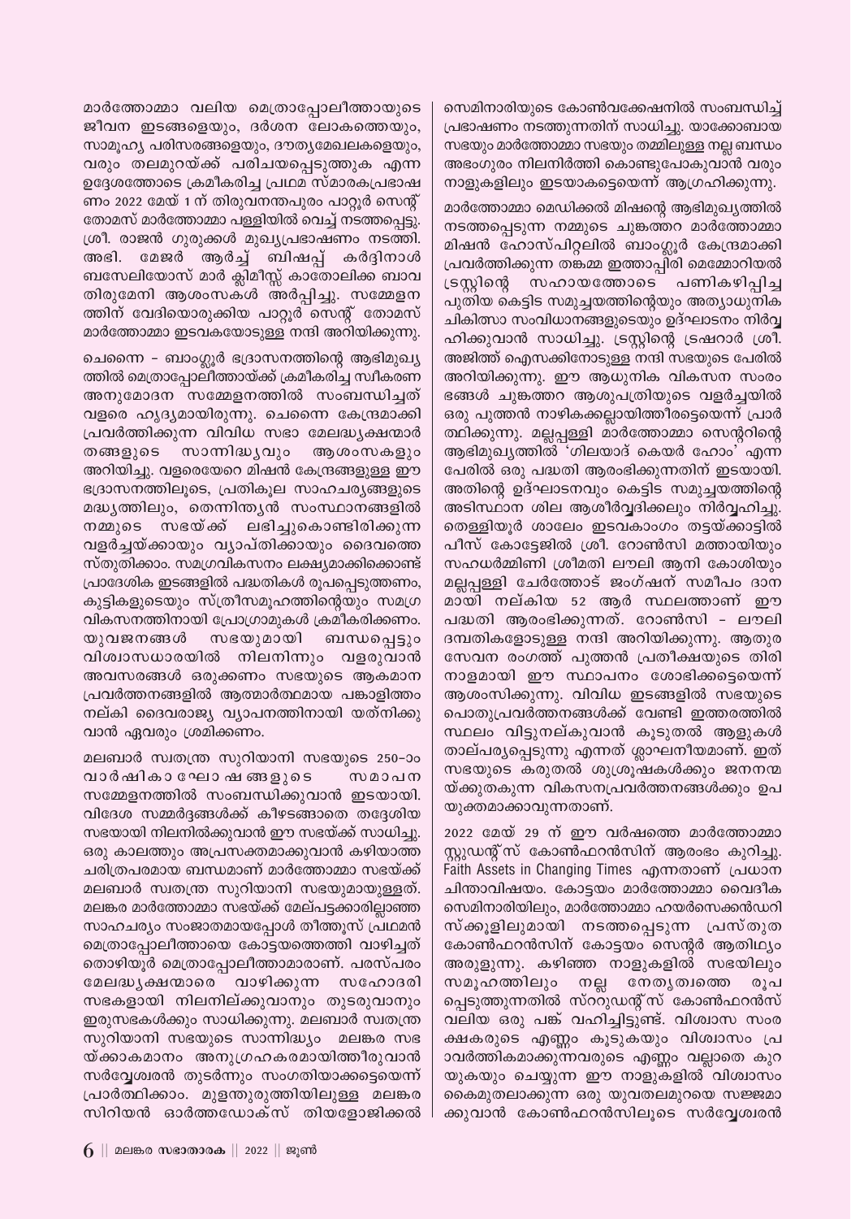മാർത്തോമ്മാ വലിയ മെത്രാപ്പോലീത്തായുടെ ജീവന ഇടങ്ങളെയും, ദർശന ലോകത്തെയും, സാമൂഹ്യ പരിസരങ്ങളെയും, ദൗത്യമേഖലകളെയും, വരും തലമുറയ്ക്ക് പരിചയപ്പെടുത്തുക എന്ന ഉദ്ദേശത്തോടെ ക്രമീകരിച്ച പ്രഥമ സ്മാരകപ്രഭാഷണം 2022 മേയ് 1 ന് തിരുവനന്തപുരം പാറ്റൂർ സെന്റ് തോമസ് മാർത്തോമ്മാ പള്ളിയിൽ വെച്ച് നടത്തപ്പെട്ടു. ശ്രീ. രാജൻ ഗുരുക്കൾ മുഖ്യപ്രഭാഷണം നടത്തി. അഭി. മേജർ ആർച്ച് ബിഷപ്പ് കർദ്ദിനാൾ ബസേലിയോസ് മാർ ക്ലിമീസ്സ് കാതോലിക്ക ബാവ തിരുമേനി ആശംസകൾ അർപ്പിച്ചു. സമ്മേളനത്തിന് വേദിയൊരുക്കിയ പാറ്റൂർ സെന്റ് തോമസ് മാർത്തോമ്മാ ഇടവകയോടുള്ള നന്ദി അറിയിക്കുന്നു.

ചെന്നൈ - ബാംഗ്ലൂർ ഭദ്രാസനത്തിന്റെ ആഭിമുഖ്യത്തിൽ മെത്രാപ്പോലീത്തായ്ക്ക് ക്രമീകരിച്ച സ്വീകരണ അനുമോദന സമ്മേളനത്തിൽ സംബന്ധിച്ചത് വളരെ ഹൃദ്യമായിരുന്നു. ചെന്നൈ കേന്ദ്രമാക്കി പ്രവർത്തിക്കുന്ന വിവിധ സഭാ മേലദ്ധ്യക്ഷന്മാർ തങ്ങളുടെ സാന്നിദ്ധ്യവും ആശംസകളും അറിയിച്ചു. വളരെയേറെ മിഷൻ കേന്ദ്രങ്ങളുള്ള ഈ ഭദ്രാസനത്തിലൂടെ, പ്രതികൂല സാഹചര്യങ്ങളുടെ മദ്ധ്യത്തിലും, തെന്നിന്ത്യൻ സംസ്ഥാനങ്ങളിൽ നമ്മുടെ സഭയ്ക്ക് ലഭിച്ചുകൊണ്ടിരിക്കുന്ന വളർച്ചയ്ക്കായും വ്യാപ്തിക്കായും ദൈവത്തെ സ്തുതിക്കാം. സമഗ്രവികസനം ലക്ഷ്യമാക്കിക്കൊണ്ട് പ്രാദേശിക ഇടങ്ങളിൽ പദ്ധതികൾ രൂപപ്പെടുത്തണം, കുട്ടികളുടെയും സ്ത്രീസമൂഹത്തിന്റെയും സമഗ്രവികസനത്തിനായി പ്രോഗ്രാമുകൾ ക്രമീകരിക്കണം. യുവജനങ്ങൾ സഭയുമായി ബന്ധപ്പെട്ടും വിശ്വാസധാരയിൽ നിലനിന്നും വളരുവാൻ അവസരങ്ങൾ ഒരുക്കണം സഭയുടെ ആകമാന പ്രവർത്തനങ്ങളിൽ ആത്മാർത്ഥമായ പങ്കാളിത്തം നല്കി ദൈവരാജ്യ വ്യാപനത്തിനായി യത്നിക്കുവാൻ ഏവരും ശ്രമിക്കണം.

മലബാർ സ്വതന്ത്ര സുറിയാനി സഭയുടെ 250-ാം വാർഷികാഘോഷങ്ങളുടെ സമാപന സമ്മേളനത്തിൽ സംബന്ധിക്കുവാൻ ഇടയായി. വിദേശ സമ്മർദ്ദങ്ങൾക്ക് കീഴടങ്ങാതെ തദ്ദേശിയ സഭയായി നിലനിൽക്കുവാൻ ഈ സഭയ്ക്ക് സാധിച്ചു. ഒരു കാലത്തും അപ്രസക്തമാക്കുവാൻ കഴിയാത്ത ചരിത്രപരമായ ബന്ധമാണ് മാർത്തോമ്മാ സഭയ്ക്ക് മലബാർ സ്വതന്ത്ര സുറിയാനി സഭയുമായുള്ളത്. മലങ്കര മാർത്തോമ്മാ സഭയ്ക്ക് മേല്പട്ടക്കാരില്ലാഞ്ഞ സാഹചര്യം സംജാതമായപ്പോൾ തീത്തൂസ് പ്രഥമൻ മെത്രാപ്പോലീത്തായെ കോട്ടയത്തെത്തി വാഴിച്ചത് തൊഴിയൂർ മെത്രാപ്പോലീത്താമാരാണ്. പരസ്പരം മേലദ്ധ്യക്ഷന്മാരെ വാഴിക്കുന്ന സഹോദരി സഭകളായി നിലനില്ക്കുവാനും തുടരുവാനും ഇരുസഭകൾക്കും സാധിക്കുന്നു. മലബാർ സ്വതന്ത്ര സുറിയാനി സഭയുടെ സാന്നിദ്ധ്യം മലങ്കര സഭയ്ക്കാകമാനം അനുഗ്രഹകരമായിത്തീരുവാൻ സർവ്വേശ്വരൻ തുടർന്നും സംഗതിയാക്കട്ടെയെന്ന് പ്രാർത്ഥിക്കാം. മുളന്തുരുത്തിയിലുള്ള മലങ്കര സിറിയൻ ഓർത്തഡോക്സ് തിയളോജിക്കൽ സെമിനാരിയുടെ കോൺവക്കേഷനിൽ സംബന്ധിച്ച് പ്രഭാഷണം നടത്തുന്നതിന് സാധിച്ചു. യാക്കോബായ സഭയും മാർത്തോമ്മാ സഭയും തമ്മിലുള്ള നല്ല ബന്ധം അഭംഗുരം നിലനിർത്തി കൊണ്ടുപോകുവാൻ വരും നാളുകളിലും ഇടയാകട്ടെയെന്ന് ആഗ്രഹിക്കുന്നു.

മാർത്തോമ്മാ മെഡിക്കൽ മിഷന്റെ ആഭിമുഖ്യത്തിൽ നടത്തപ്പെടുന്ന നമ്മുടെ ചുങ്കത്തറ മാർത്തോമ്മാ മിഷൻ ഹോസ്പിറ്റലിൽ ബാംഗ്ലൂർ കേന്ദ്രമാക്കി പ്രവർത്തിക്കുന്ന തങ്കമ്മ ഇത്താപ്പിരി മെമ്മോറിയൽ ട്രസ്റ്റിന്റെ സഹായത്തോടെ പണികഴിപ്പിച്ച പുതിയ കെട്ടിട സമുച്ചയത്തിന്റെയും അത്യാധുനിക ചികിത്സാ സംവിധാനങ്ങളുടെയും ഉദ്ഘാടനം നിർവ്വഹിക്കുവാൻ സാധിച്ചു. ട്രസ്റ്റിന്റെ ട്രഷറാർ ശ്രീ. അജിത്ത് ഐസക്കിനോടുള്ള നന്ദി സഭയുടെ പേരിൽ അറിയിക്കുന്നു. ഈ ആധുനിക വികസന സംരംഭങ്ങൾ ചുങ്കത്തറ ആശുപത്രിയുടെ വളർച്ചയിൽ ഒരു പുത്തൻ നാഴികക്കല്ലായിത്തീരട്ടെയെന്ന് പ്രാർത്ഥിക്കുന്നു. മല്ലപ്പള്ളി മാർത്തോമ്മാ സെന്ററിന്റെ ആഭിമുഖ്യത്തിൽ 'ഗിലയാദ് കെയർ ഹോം' എന്ന പേരിൽ ഒരു പദ്ധതി ആരംഭിക്കുന്നതിന് ഇടയായി. അതിന്റെ ഉദ്ഘാടനവും കെട്ടിട സമുച്ചയത്തിന്റെ അടിസ്ഥാന ശില ആശീർവ്വദിക്കലും നിർവ്വഹിച്ചു. തെള്ളിയൂർ ശാലേം ഇടവകാംഗം തട്ടയ്ക്കാട്ടിൽ പീസ് കോട്ടേജിൽ ശ്രീ. റോൺസി മത്തായിയും സഹധർമ്മിണി ശ്രീമതി ലൗലി ആനി കോശിയും മല്ലപ്പള്ളി ചേർത്തോട് ജംഗ്ഷന് സമീപം ദാനമായി നല്കിയ 52 ആർ സ്ഥലത്താണ് ഈ പദ്ധതി ആരംഭിക്കുന്നത്. റോൺസി - ലൗലി ദമ്പതികളോടുള്ള നന്ദി അറിയിക്കുന്നു. ആതുര സേവന രംഗത്ത് പുത്തൻ പ്രതീക്ഷയുടെ തിരിനാളമായി ഈ സ്ഥാപനം ശോഭിക്കട്ടെയെന്ന് ആശംസിക്കുന്നു. വിവിധ ഇടങ്ങളിൽ സഭയുടെ പൊതുപ്രവർത്തനങ്ങൾക്ക് വേണ്ടി ഇത്തരത്തിൽ സ്ഥലം വിട്ടുനല്കുവാൻ കൂടുതൽ ആളുകൾ താല്പര്യപ്പെടുന്നു എന്നത് ശ്ലാഘനീയമാണ്. ഇത് സഭയുടെ കരുതൽ ശുശ്രൂഷകൾക്കും ജനനന്മയ്ക്കുതകുന്ന വികസനപ്രവർത്തനങ്ങൾക്കും ഉപയുക്തമാക്കാവുന്നതാണ്.

2022 മേയ് 29 ന് ഈ വർഷത്തെ മാർത്തോമ്മാ സ്റ്റുഡന്റ്സ് കോൺഫറൻസിന് ആരംഭം കുറിച്ചു. Faith Assets in Changing Times എന്നതാണ് പ്രധാന ചിന്താവിഷയം. കോട്ടയം മാർത്തോമ്മാ വൈദീക സെമിനാരിയിലും, മാർത്തോമ്മാ ഹയർസെക്കൻഡറി സ്ക്കൂളിലുമായി നടത്തപ്പെടുന്ന പ്രസ്തുത കോൺഫറൻസിന് കോട്ടയം സെന്റർ ആതിഥ്യം അരുളുന്നു. കഴിഞ്ഞ നാളുകളിൽ സഭയിലും സമൂഹത്തിലും നല്ല നേതൃത്വത്തെ രൂപപ്പെടുത്തുന്നതിൽ സ്റ്റുഡന്റ്സ് കോൺഫറൻസ് വലിയ ഒരു പങ്ക് വഹിച്ചിട്ടുണ്ട്. വിശ്വാസ സംരക്ഷകരുടെ എണ്ണം കൂടുകയും വിശ്വാസം പ്രാവർത്തികമാക്കുന്നവരുടെ എണ്ണം വല്ലാതെ കുറയുകയും ചെയ്യുന്ന ഈ നാളുകളിൽ വിശ്വാസം കൈമുതലാക്കുന്ന ഒരു യുവതലമുറയെ സജ്ജമാക്കുവാൻ കോൺഫറൻസിലൂടെ സർവ്വേശ്വരൻ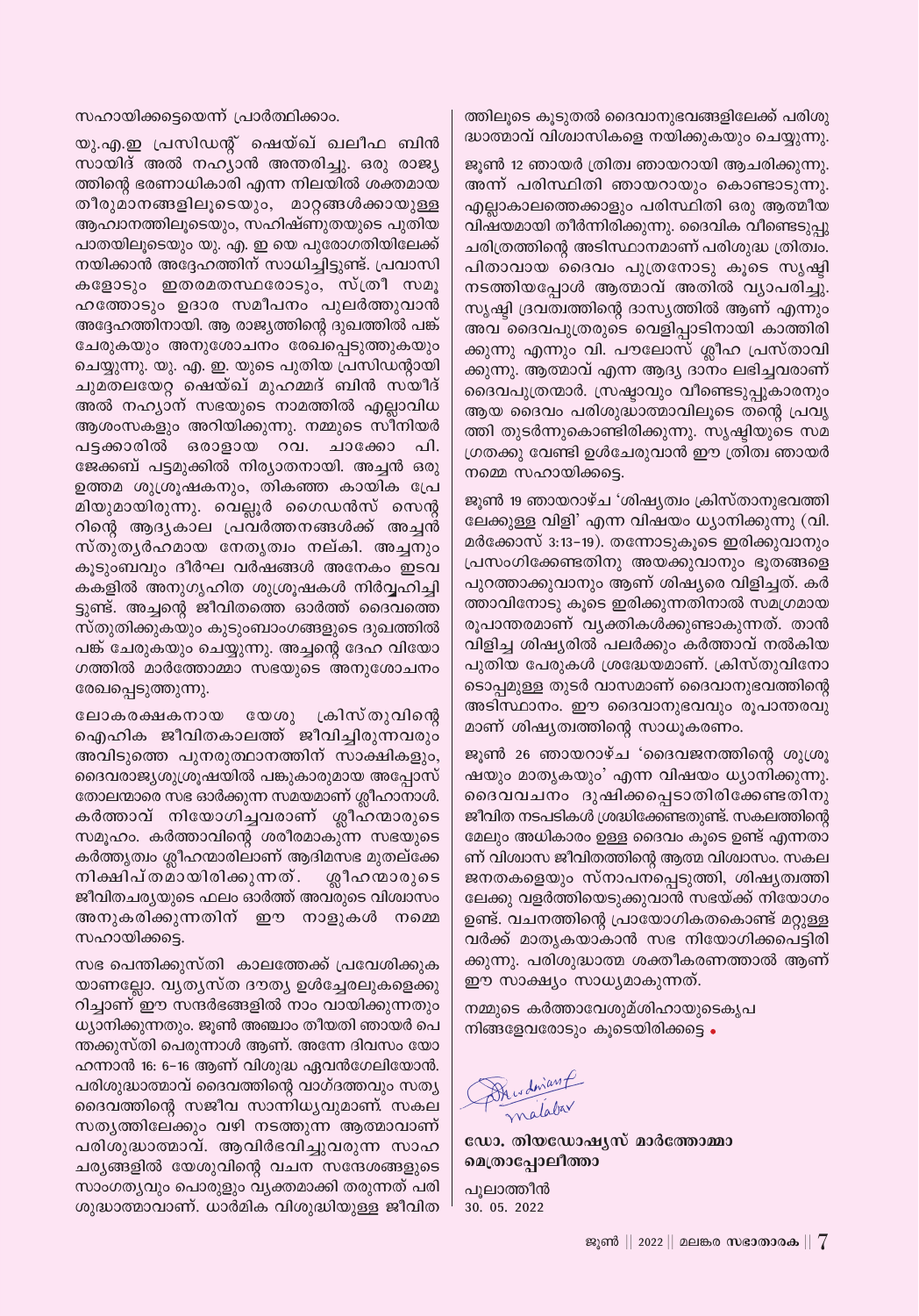സഹായിക്കട്ടെയെന്ന് പ്രാർത്ഥിക്കാം.

യു.എ.ഇ പ്രസിഡന്റ് ഷെയ്ഖ് ഖലീഫ ബിൻ സായിദ് അൽ നഹ്യാൻ അന്തരിച്ചു. ഒരു രാജ്യത്തിന്റെ ഭരണാധികാരി എന്ന നിലയിൽ ശക്തമായ തീരുമാനങ്ങളിലൂടെയും, മാറ്റങ്ങൾക്കായുള്ള ആഹ്വാനത്തിലൂടെയും, സഹിഷ്ണുതയുടെ പുതിയ പാതയിലൂടെയും യു. എ. ഇ യെ പുരോഗതിയിലേക്ക് നയിക്കാൻ അദ്ദേഹത്തിന് സാധിച്ചിട്ടുണ്ട്. പ്രവാസികളോടും ഇതരമതസ്ഥരോടും, സ്ത്രീ സമൂഹത്തോടും ഉദാര സമീപനം പുലർത്തുവാൻ അദ്ദേഹത്തിനായി. ആ രാജ്യത്തിന്റെ ദുഃഖത്തിൽ പങ്ക് ചേരുകയും അനുശോചനം രേഖപ്പെടുത്തുകയും ചെയ്യുന്നു. യു. എ. ഇ. യുടെ പുതിയ പ്രസിഡന്റായി ചുമതലയേറ്റ ഷെയ്ഖ് മുഹമ്മദ് ബിൻ സയീദ് അൽ നഹ്യാന് സഭയുടെ നാമത്തിൽ എല്ലാവിധ ആശംസകളും അറിയിക്കുന്നു. നമ്മുടെ സീനിയർ പട്ടക്കാരിൽ ഒരാളായ റവ. ചാക്കോ പി. ജേക്കബ് പട്ടമുക്കിൽ നിര്യാതനായി. അച്ചൻ ഒരു ഉത്തമ ശുശ്രൂഷകനും, തികഞ്ഞ കായിക പ്രേമിയുമായിരുന്നു. വെല്ലൂർ ഗൈഡൻസ് സെന്ററിന്റെ ആദ്യകാല പ്രവർത്തനങ്ങൾക്ക് അച്ചൻ സ്തുത്യർഹമായ നേതൃത്വം നല്കി. അച്ചനും കുടുംബവും ദീർഘ വർഷങ്ങൾ അനേകം ഇടവകകളിൽ അനുഗൃഹിത ശുശ്രൂഷകൾ നിർവ്വഹിച്ചിട്ടുണ്ട്. അച്ചന്റെ ജീവിതത്തെ ഓർത്ത് ദൈവത്തെ സ്തുതിക്കുകയും കുടുംബാംഗങ്ങളുടെ ദുഃഖത്തിൽ പങ്ക് ചേരുകയും ചെയ്യുന്നു. അച്ചന്റെ ദേഹ വിയോഗത്തിൽ മാർത്തോമ്മാ സഭയുടെ അനുശോചനം രേഖപ്പെടുത്തുന്നു.

ലോകരക്ഷകനായ യേശു ക്രിസ്തുവിന്റെ ഐഹിക ജീവിതകാലത്ത് ജീവിച്ചിരുന്നവരും അവിടുത്തെ പുനരുത്ഥാനത്തിന് സാക്ഷികളും, ദൈവരാജ്യശുശ്രൂഷയിൽ പങ്കുകാരുമായ അപ്പോസ്തോലന്മാരെ സഭ ഓർക്കുന്ന സമയമാണ് ശ്ലീഹാനാൾ. കർത്താവ് നിയോഗിച്ചവരാണ് ശ്ലീഹന്മാരുടെ സമൂഹം. കർത്താവിന്റെ ശരീരമാകുന്ന സഭയുടെ കർത്തൃത്വം ശ്ലീഹന്മാരിലാണ് ആദിമസഭ മുതല്ക്കേ നിക്ഷിപ്തമായിരിക്കുന്നത്. ശ്ലീഹന്മാരുടെ ജീവിതചര്യയുടെ ഫലം ഓർത്ത് അവരുടെ വിശ്വാസം അനുകരിക്കുന്നതിന് ഈ നാളുകൾ നമ്മെ സഹായിക്കട്ടെ.

സഭ പെന്തിക്കുസ്തി കാലത്തേക്ക് പ്രവേശിക്കുകയാണല്ലോ. വ്യത്യസ്ത ദൗത്യ ഉൾച്ചേരലുകളെക്കുറിച്ചാണ് ഈ സന്ദർഭങ്ങളിൽ നാം വായിക്കുന്നതും ധ്യാനിക്കുന്നതും. ജൂൺ അഞ്ചാം തീയതി ഞായർ പെന്തക്കുസ്തി പെരുന്നാൾ ആണ്. അന്നേ ദിവസം യോഹന്നാൻ 16: 6-16 ആണ് വിശുദ്ധ ഏവൻഗേലിയോൻ. പരിശുദ്ധാത്മാവ് ദൈവത്തിന്റെ വാഗ്ദത്തവും സത്യദൈവത്തിന്റെ സജീവ സാന്നിധ്യവുമാണ്. സകല സത്യത്തിലേക്കും വഴി നടത്തുന്ന ആത്മാവാണ് പരിശുദ്ധാത്മാവ്. ആവിർഭവിച്ചുവരുന്ന സാഹചര്യങ്ങളിൽ യേശുവിന്റെ വചന സന്ദേശങ്ങളുടെ സാംഗത്യവും പൊരുളും വ്യക്തമാക്കി തരുന്നത് പരിശുദ്ധാത്മാവാണ്. ധാർമിക വിശുദ്ധിയുള്ള ജീവിതത്തിലൂടെ കൂടുതൽ ദൈവാനുഭവങ്ങളിലേക്ക് പരിശുദ്ധാത്മാവ് വിശ്വാസികളെ നയിക്കുകയും ചെയ്യുന്നു.

ജൂൺ 12 ഞായർ ത്രിത്വ ഞായറായി ആചരിക്കുന്നു. അന്ന് പരിസ്ഥിതി ഞായറായും കൊണ്ടാടുന്നു. എല്ലാകാലത്തെക്കാളും പരിസ്ഥിതി ഒരു ആത്മീയ വിഷയമായി തീർന്നിരിക്കുന്നു. ദൈവിക വീണ്ടെടുപ്പു ചരിത്രത്തിന്റെ അടിസ്ഥാനമാണ് പരിശുദ്ധ ത്രിത്വം. പിതാവായ ദൈവം പുത്രനോടു കൂടെ സൃഷ്ടി നടത്തിയപ്പോൾ ആത്മാവ് അതിൽ വ്യാപരിച്ചു. സൃഷ്ടി ദ്രവത്വത്തിന്റെ ദാസ്യത്തിൽ ആണ് എന്നും അവ ദൈവപുത്രരുടെ വെളിപ്പാടിനായി കാത്തിരിക്കുന്നു എന്നും വി. പൗലോസ് ശ്ലീഹ പ്രസ്താവിക്കുന്നു. ആത്മാവ് എന്ന ആദ്യ ദാനം ലഭിച്ചവരാണ് ദൈവപുത്രന്മാർ. സ്രഷ്ടാവും വീണ്ടെടുപ്പുകാരനും ആയ ദൈവം പരിശുദ്ധാത്മാവിലൂടെ തന്റെ പ്രവൃത്തി തുടർന്നുകൊണ്ടിരിക്കുന്നു. സൃഷ്ടിയുടെ സമഗ്രതക്കു വേണ്ടി ഉൾചേരുവാൻ ഈ ത്രിത്വ ഞായർ നമ്മെ സഹായിക്കട്ടെ.

ജൂൺ 19 ഞായറാഴ്ച 'ശിഷ്യത്വം ക്രിസ്താനുഭവത്തിലേക്കുള്ള വിളി' എന്ന വിഷയം ധ്യാനിക്കുന്നു (വി. മർക്കോസ് 3:13-19). തന്നോടുകൂടെ ഇരിക്കുവാനും പ്രസംഗിക്കേണ്ടതിനു അയക്കുവാനും ഭൂതങ്ങളെ പുറത്താക്കുവാനും ആണ് ശിഷ്യരെ വിളിച്ചത്. കർത്താവിനോടു കൂടെ ഇരിക്കുന്നതിനാൽ സമഗ്രമായ രൂപാന്തരമാണ് വ്യക്തികൾക്കുണ്ടാകുന്നത്. താൻ വിളിച്ച ശിഷ്യരിൽ പലർക്കും കർത്താവ് നൽകിയ പുതിയ പേരുകൾ ശ്രദ്ധേയമാണ്. ക്രിസ്തുവിനോടൊപ്പമുള്ള തുടർ വാസമാണ് ദൈവാനുഭവത്തിന്റെ അടിസ്ഥാനം. ഈ ദൈവാനുഭവവും രൂപാന്തരവുമാണ് ശിഷ്യത്വത്തിന്റെ സാധൂകരണം.

ജൂൺ 26 ഞായറാഴ്ച 'ദൈവജനത്തിന്റെ ശുശ്രൂഷയും മാതൃകയും' എന്ന വിഷയം ധ്യാനിക്കുന്നു. ദൈവവചനം ദുഷിക്കപ്പെടാതിരിക്കേണ്ടതിനു ജീവിത നടപടികൾ ശ്രദ്ധിക്കേണ്ടതുണ്ട്. സകലത്തിന്റെ മേലും അധികാരം ഉള്ള ദൈവം കൂടെ ഉണ്ട് എന്നതാണ് വിശ്വാസ ജീവിതത്തിന്റെ ആത്മ വിശ്വാസം. സകല ജനതകളെയും സ്നാപനപ്പെടുത്തി, ശിഷ്യത്വത്തിലേക്കു വളർത്തിയെടുക്കുവാൻ സഭയ്ക്ക് നിയോഗം ഉണ്ട്. വചനത്തിന്റെ പ്രായോഗികതകൊണ്ട് മറ്റുള്ളവർക്ക് മാതൃകയാകാൻ സഭ നിയോഗിക്കപ്പെട്ടിരിക്കുന്നു. പരിശുദ്ധാത്മ ശക്തീകരണത്താൽ ആണ് ഈ സാക്ഷ്യം സാധ്യമാകുന്നത്.

നമ്മുടെ കർത്താവേശുമ്ശിഹായുടെകൃപ നിങ്ങളേവരോടും കൂടെയിരിക്കട്ടെ •

Theodosius Malabar

**ഡോ. തിയഡോഷ്യസ് മാർത്തോമ്മാ മെത്രാപ്പോലീത്താ**

പൂലാത്തീൻ
30. 05. 2022